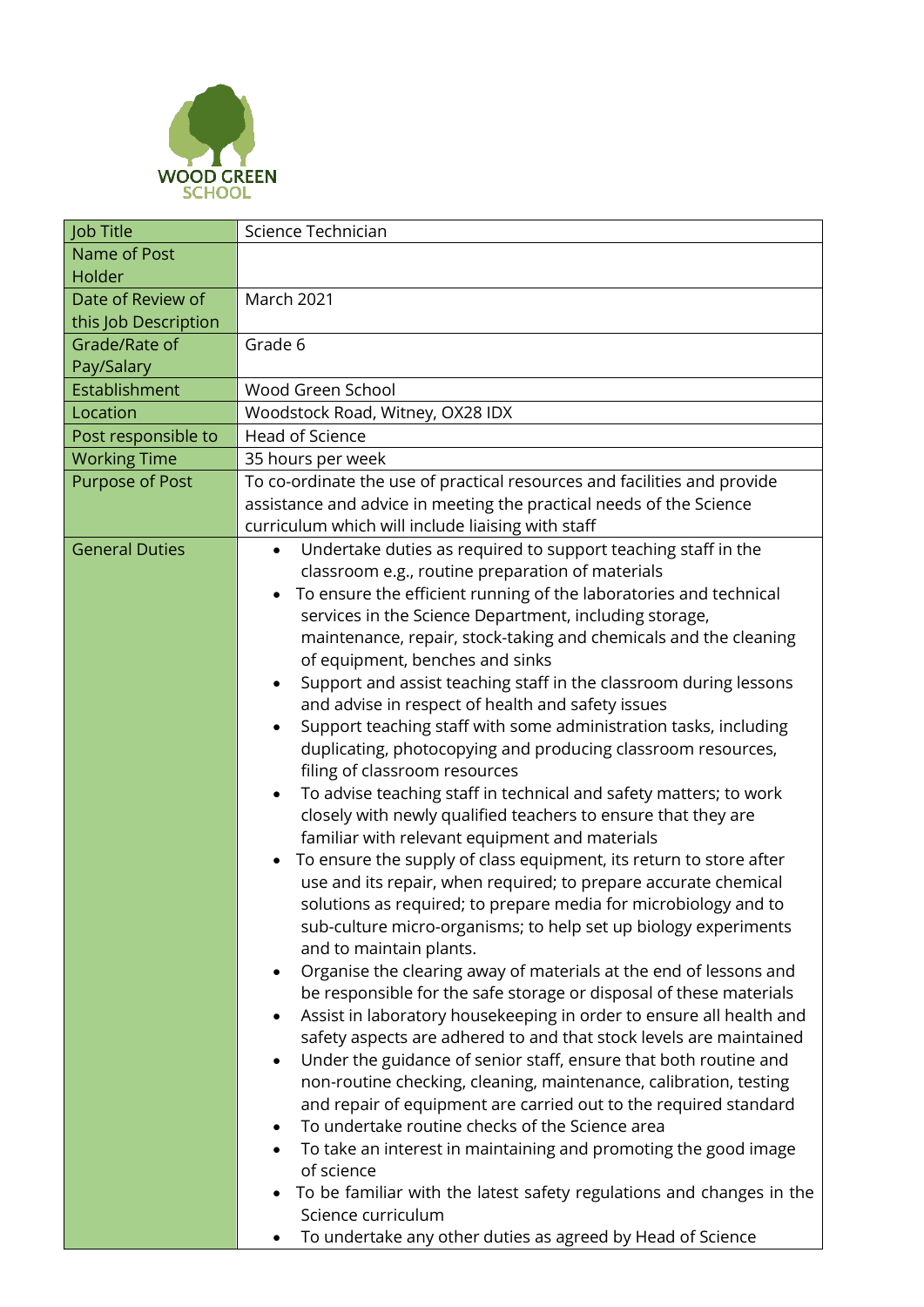WOOD GREEN SCHOOL

| Job Title | Science Technician |
|---|---|
| Name of Post Holder | |
| Date of Review of this Job Description | March 2021 |
| Grade/Rate of Pay/Salary | Grade 6 |
| Establishment | Wood Green School |
| Location | Woodstock Road, Witney, OX28 IDX |
| Post responsible to | Head of Science |
| Working Time | 35 hours per week |
| Purpose of Post | To co-ordinate the use of practical resources and facilities and provide assistance and advice in meeting the practical needs of the Science curriculum which will include liaising with staff |
| General Duties | • Undertake duties as required to support teaching staff in the classroom e.g., routine preparation of materials<br>• To ensure the efficient running of the laboratories and technical services in the Science Department, including storage, maintenance, repair, stock-taking and chemicals and the cleaning of equipment, benches and sinks<br>• Support and assist teaching staff in the classroom during lessons and advise in respect of health and safety issues<br>• Support teaching staff with some administration tasks, including duplicating, photocopying and producing classroom resources, filing of classroom resources<br>• To advise teaching staff in technical and safety matters; to work closely with newly qualified teachers to ensure that they are familiar with relevant equipment and materials<br>• To ensure the supply of class equipment, its return to store after use and its repair, when required; to prepare accurate chemical solutions as required; to prepare media for microbiology and to sub-culture micro-organisms; to help set up biology experiments and to maintain plants.<br>• Organise the clearing away of materials at the end of lessons and be responsible for the safe storage or disposal of these materials<br>• Assist in laboratory housekeeping in order to ensure all health and safety aspects are adhered to and that stock levels are maintained<br>• Under the guidance of senior staff, ensure that both routine and non-routine checking, cleaning, maintenance, calibration, testing and repair of equipment are carried out to the required standard<br>• To undertake routine checks of the Science area<br>• To take an interest in maintaining and promoting the good image of science<br>• To be familiar with the latest safety regulations and changes in the Science curriculum<br>• To undertake any other duties as agreed by Head of Science |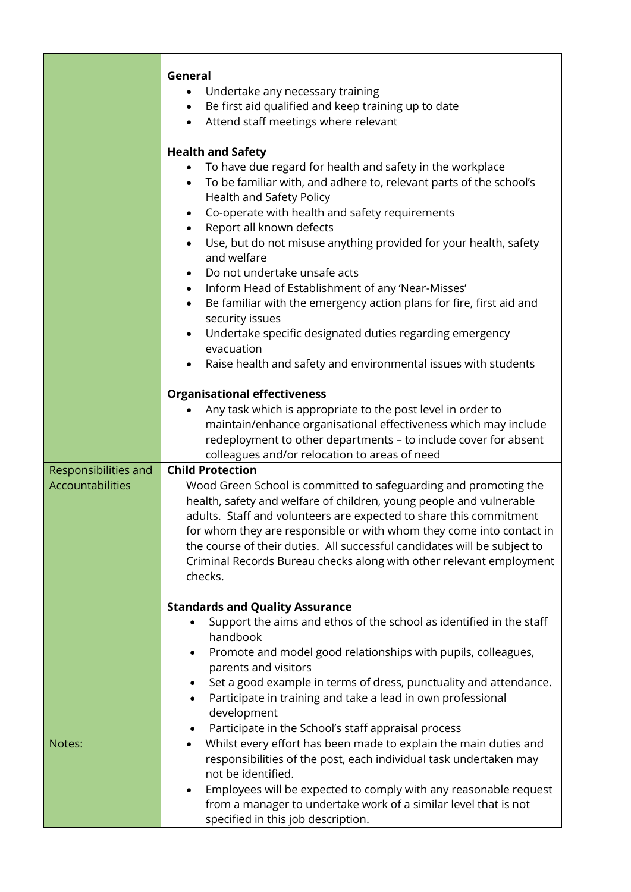| | |
|---|---|
| | **General**<br>• Undertake any necessary training<br>• Be first aid qualified and keep training up to date<br>• Attend staff meetings where relevant<br><br>**Health and Safety**<br>• To have due regard for health and safety in the workplace<br>• To be familiar with, and adhere to, relevant parts of the school's Health and Safety Policy<br>• Co-operate with health and safety requirements<br>• Report all known defects<br>• Use, but do not misuse anything provided for your health, safety and welfare<br>• Do not undertake unsafe acts<br>• Inform Head of Establishment of any 'Near-Misses'<br>• Be familiar with the emergency action plans for fire, first aid and security issues<br>• Undertake specific designated duties regarding emergency evacuation<br>• Raise health and safety and environmental issues with students<br><br>**Organisational effectiveness**<br>• Any task which is appropriate to the post level in order to maintain/enhance organisational effectiveness which may include redeployment to other departments – to include cover for absent colleagues and/or relocation to areas of need |
| Responsibilities and Accountabilities | **Child Protection**<br>Wood Green School is committed to safeguarding and promoting the health, safety and welfare of children, young people and vulnerable adults. Staff and volunteers are expected to share this commitment for whom they are responsible or with whom they come into contact in the course of their duties. All successful candidates will be subject to Criminal Records Bureau checks along with other relevant employment checks.<br><br>**Standards and Quality Assurance**<br>• Support the aims and ethos of the school as identified in the staff handbook<br>• Promote and model good relationships with pupils, colleagues, parents and visitors<br>• Set a good example in terms of dress, punctuality and attendance.<br>• Participate in training and take a lead in own professional development<br>• Participate in the School's staff appraisal process |
| Notes: | • Whilst every effort has been made to explain the main duties and responsibilities of the post, each individual task undertaken may not be identified.<br>• Employees will be expected to comply with any reasonable request from a manager to undertake work of a similar level that is not specified in this job description. |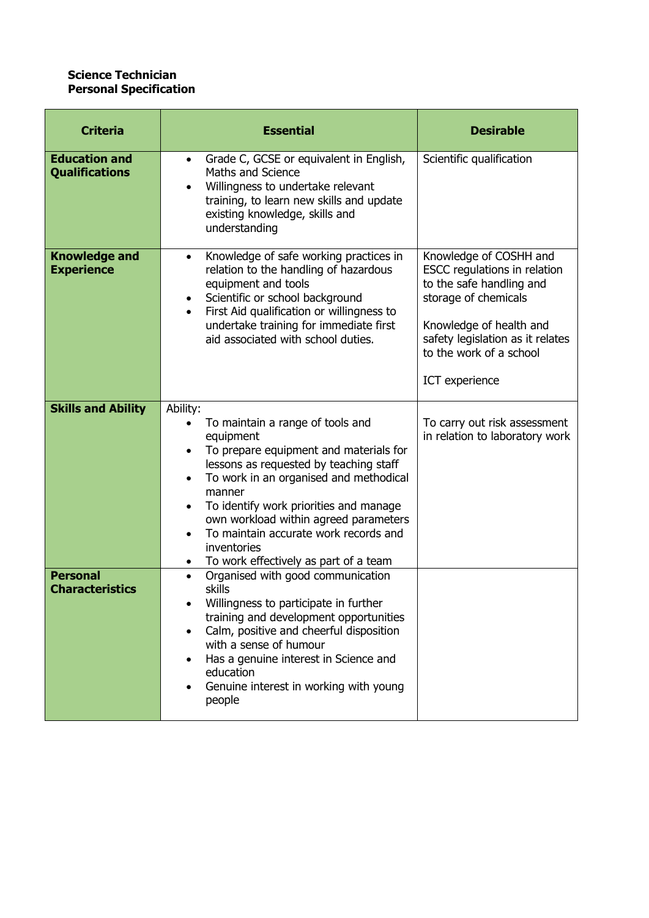**Science Technician**
**Personal Specification**

| Criteria | Essential | Desirable |
|---|---|---|
| **Education and Qualifications** | • Grade C, GCSE or equivalent in English, Maths and Science<br>• Willingness to undertake relevant training, to learn new skills and update existing knowledge, skills and understanding | Scientific qualification |
| **Knowledge and Experience** | • Knowledge of safe working practices in relation to the handling of hazardous equipment and tools<br>• Scientific or school background<br>• First Aid qualification or willingness to undertake training for immediate first aid associated with school duties. | Knowledge of COSHH and ESCC regulations in relation to the safe handling and storage of chemicals<br><br>Knowledge of health and safety legislation as it relates to the work of a school<br><br>ICT experience |
| **Skills and Ability** | Ability:<br>• To maintain a range of tools and equipment<br>• To prepare equipment and materials for lessons as requested by teaching staff<br>• To work in an organised and methodical manner<br>• To identify work priorities and manage own workload within agreed parameters<br>• To maintain accurate work records and inventories<br>• To work effectively as part of a team | To carry out risk assessment in relation to laboratory work |
| **Personal Characteristics** | • Organised with good communication skills<br>• Willingness to participate in further training and development opportunities<br>• Calm, positive and cheerful disposition with a sense of humour<br>• Has a genuine interest in Science and education<br>• Genuine interest in working with young people | |